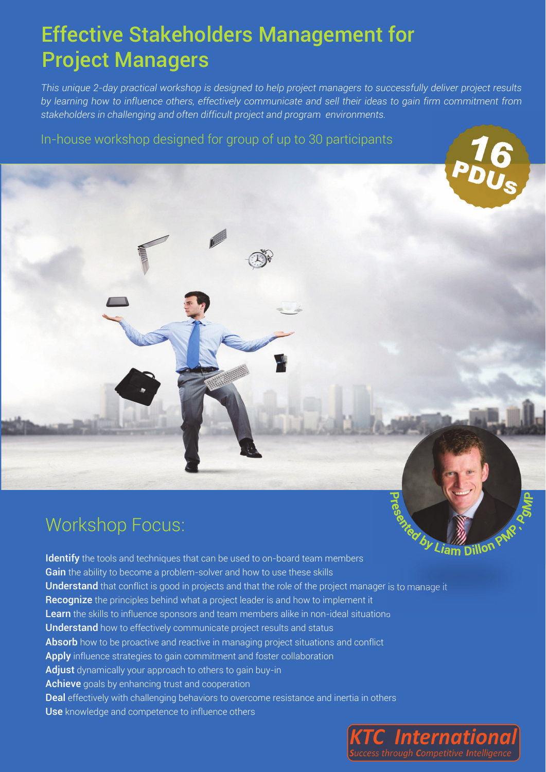# Effective Stakeholders Management for Project Managers

*This unique 2-day practical workshop is designed to help project managers to successfully deliver project results by learning how to influence others, effectively communicate and sell their ideas to gain firm commitment from stakeholders in challenging and often difficult project and program environments.*

In-house workshop designed for group of up to 30 participants

16 PDUs

Presented by Liam Dillon PMP, PgMP

## Workshop Focus:

**Identify** the tools and techniques that can be used to on-board team members
**Gain** the ability to become a problem-solver and how to use these skills
**Understand** that conflict is good in projects and that the role of the project manager is to manage it
**Recognize** the principles behind what a project leader is and how to implement it
**Learn** the skills to influence sponsors and team members alike in non-ideal situations
**Understand** how to effectively communicate project results and status
**Absorb** how to be proactive and reactive in managing project situations and conflict
**Apply** influence strategies to gain commitment and foster collaboration
**Adjust** dynamically your approach to others to gain buy-in
**Achieve** goals by enhancing trust and cooperation
**Deal** effectively with challenging behaviors to overcome resistance and inertia in others
**Use** knowledge and competence to influence others

KTC International
*Success through Competitive Intelligence*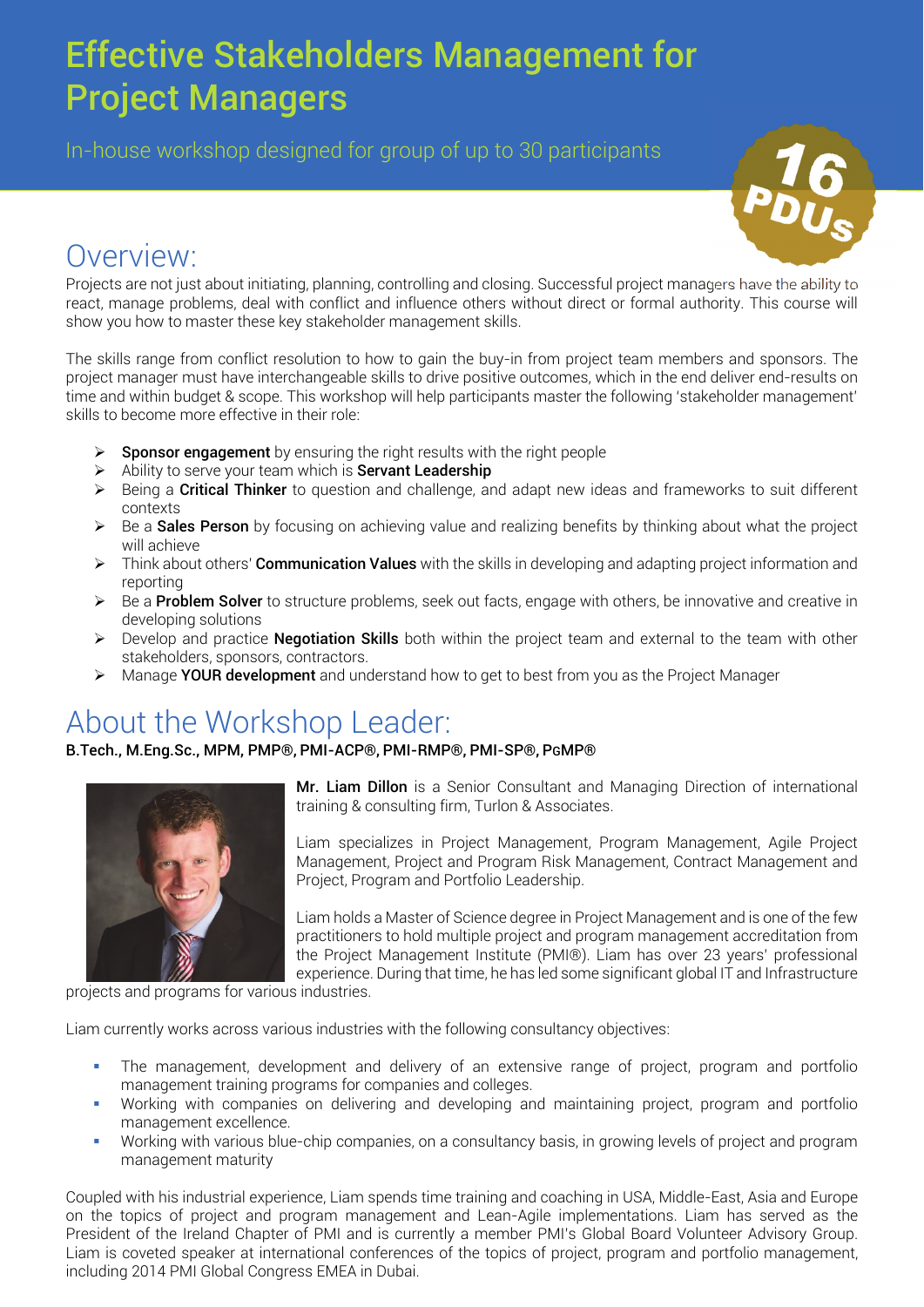# Effective Stakeholders Management for Project Managers

In-house workshop designed for group of up to 30 participants

16 PDUs

## Overview:

Projects are not just about initiating, planning, controlling and closing. Successful project managers have the ability to react, manage problems, deal with conflict and influence others without direct or formal authority. This course will show you how to master these key stakeholder management skills.

The skills range from conflict resolution to how to gain the buy-in from project team members and sponsors. The project manager must have interchangeable skills to drive positive outcomes, which in the end deliver end-results on time and within budget & scope. This workshop will help participants master the following 'stakeholder management' skills to become more effective in their role:

- **Sponsor engagement** by ensuring the right results with the right people
- Ability to serve your team which is **Servant Leadership**
- Being a **Critical Thinker** to question and challenge, and adapt new ideas and frameworks to suit different contexts
- Be a **Sales Person** by focusing on achieving value and realizing benefits by thinking about what the project will achieve
- Think about others' **Communication Values** with the skills in developing and adapting project information and reporting
- Be a **Problem Solver** to structure problems, seek out facts, engage with others, be innovative and creative in developing solutions
- Develop and practice **Negotiation Skills** both within the project team and external to the team with other stakeholders, sponsors, contractors.
- Manage **YOUR development** and understand how to get to best from you as the Project Manager

## About the Workshop Leader:

**B.Tech., M.Eng.Sc., MPM, PMP®, PMI-ACP®, PMI-RMP®, PMI-SP®, PgMP®**

**Mr. Liam Dillon** is a Senior Consultant and Managing Direction of international training & consulting firm, Turlon & Associates.

Liam specializes in Project Management, Program Management, Agile Project Management, Project and Program Risk Management, Contract Management and Project, Program and Portfolio Leadership.

Liam holds a Master of Science degree in Project Management and is one of the few practitioners to hold multiple project and program management accreditation from the Project Management Institute (PMI®). Liam has over 23 years' professional experience. During that time, he has led some significant global IT and Infrastructure projects and programs for various industries.

Liam currently works across various industries with the following consultancy objectives:

- The management, development and delivery of an extensive range of project, program and portfolio management training programs for companies and colleges.
- Working with companies on delivering and developing and maintaining project, program and portfolio management excellence.
- Working with various blue-chip companies, on a consultancy basis, in growing levels of project and program management maturity

Coupled with his industrial experience, Liam spends time training and coaching in USA, Middle-East, Asia and Europe on the topics of project and program management and Lean-Agile implementations. Liam has served as the President of the Ireland Chapter of PMI and is currently a member PMI's Global Board Volunteer Advisory Group. Liam is coveted speaker at international conferences of the topics of project, program and portfolio management, including 2014 PMI Global Congress EMEA in Dubai.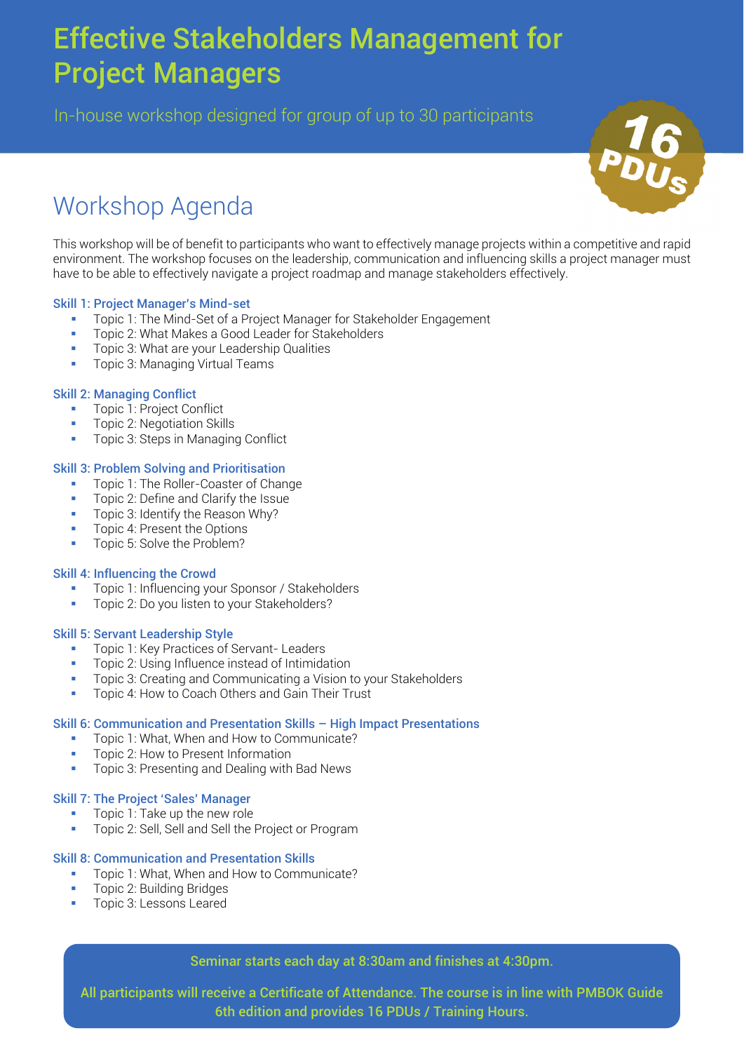# Effective Stakeholders Management for Project Managers

In-house workshop designed for group of up to 30 participants

16 PDUs

## Workshop Agenda

This workshop will be of benefit to participants who want to effectively manage projects within a competitive and rapid environment. The workshop focuses on the leadership, communication and influencing skills a project manager must have to be able to effectively navigate a project roadmap and manage stakeholders effectively.

### Skill 1: Project Manager's Mind-set

- Topic 1: The Mind-Set of a Project Manager for Stakeholder Engagement
- Topic 2: What Makes a Good Leader for Stakeholders
- Topic 3: What are your Leadership Qualities
- Topic 3: Managing Virtual Teams

### Skill 2: Managing Conflict

- Topic 1: Project Conflict
- Topic 2: Negotiation Skills
- Topic 3: Steps in Managing Conflict

### Skill 3: Problem Solving and Prioritisation

- Topic 1: The Roller-Coaster of Change
- Topic 2: Define and Clarify the Issue
- Topic 3: Identify the Reason Why?
- Topic 4: Present the Options
- Topic 5: Solve the Problem?

### Skill 4: Influencing the Crowd

- Topic 1: Influencing your Sponsor / Stakeholders
- Topic 2: Do you listen to your Stakeholders?

### Skill 5: Servant Leadership Style

- Topic 1: Key Practices of Servant- Leaders
- Topic 2: Using Influence instead of Intimidation
- Topic 3: Creating and Communicating a Vision to your Stakeholders
- Topic 4: How to Coach Others and Gain Their Trust

### Skill 6: Communication and Presentation Skills – High Impact Presentations

- Topic 1: What, When and How to Communicate?
- Topic 2: How to Present Information
- Topic 3: Presenting and Dealing with Bad News

### Skill 7: The Project 'Sales' Manager

- Topic 1: Take up the new role
- Topic 2: Sell, Sell and Sell the Project or Program

### Skill 8: Communication and Presentation Skills

- Topic 1: What, When and How to Communicate?
- Topic 2: Building Bridges
- Topic 3: Lessons Leared

Seminar starts each day at 8:30am and finishes at 4:30pm.

All participants will receive a Certificate of Attendance. The course is in line with PMBOK Guide 6th edition and provides 16 PDUs / Training Hours.